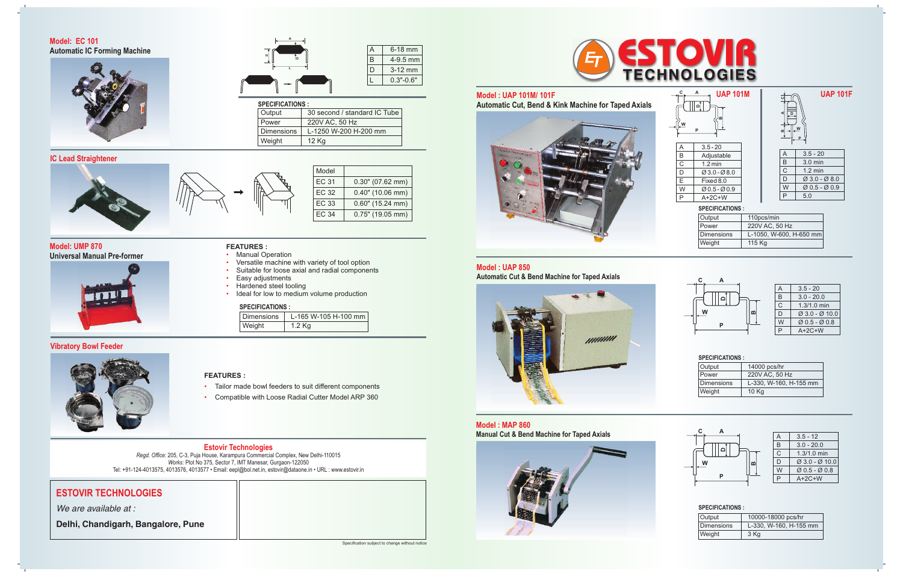## Model: EC 101

### Automatic IC Forming Machine

| | |
|---|---|
| A | 6-18 mm |
| B | 4-9.5 mm |
| D | 3-12 mm |
| L | 0.3"-0.6" |

**SPECIFICATIONS :**

| | |
|---|---|
| Output | 30 second / standard IC Tube |
| Power | 220V AC, 50 Hz |
| Dimensions | L-1250 W-200 H-200 mm |
| Weight | 12 Kg |

## IC Lead Straightener

| Model | |
|---|---|
| EC 31 | 0.30" (07.62 mm) |
| EC 32 | 0.40" (10.06 mm) |
| EC 33 | 0.60" (15.24 mm) |
| EC 34 | 0.75" (19.05 mm) |

## Model: UMP 870

### Universal Manual Pre-former

**FEATURES :**

- Manual Operation
- Versatile machine with variety of tool option
- Suitable for loose axial and radial components
- Easy adjustments
- Hardened steel tooling
- Ideal for low to medium volume production

**SPECIFICATIONS :**

| | |
|---|---|
| Dimensions | L-165 W-105 H-100 mm |
| Weight | 1.2 Kg |

## Vibratory Bowl Feeder

**FEATURES :**

- Tailor made bowl feeders to suit different components
- Compatible with Loose Radial Cutter Model ARP 360

**Estovir Technologies**

*Regd. Office:* 205, C-3, Puja House, Karampura Commercial Complex, New Delhi-110015
*Works:* Plot No 375, Sector 7, IMT Manesar, Gurgaon-122050
Tel: +91-124-4013575, 4013576, 4013577 • Email: eepl@bol.net.in, estovir@dataone.in • URL : www.estovir.in

**ESTOVIR TECHNOLOGIES**

*We are available at :*

**Delhi, Chandigarh, Bangalore, Pune**

Specification subject to change without notice

# ESTOVIR TECHNOLOGIES

## Model : UAP 101M/ 101F

### Automatic Cut, Bend & Kink Machine for Taped Axials

**UAP 101M**

| | |
|---|---|
| A | 3.5 - 20 |
| B | Adjustable |
| C | 1.2 min |
| D | Ø 3.0 - Ø 8.0 |
| E | Fixed 8.0 |
| W | Ø 0.5 - Ø 0.9 |
| P | A+2C+W |

**UAP 101F**

| | |
|---|---|
| A | 3.5 - 20 |
| B | 3.0 min |
| C | 1.2 min |
| D | Ø 3.0 - Ø 8.0 |
| W | Ø 0.5 - Ø 0.9 |
| P | 5.0 |

**SPECIFICATIONS :**

| | |
|---|---|
| Output | 110pcs/min |
| Power | 220V AC, 50 Hz |
| Dimensions | L-1050, W-600, H-650 mm |
| Weight | 115 Kg |

## Model : UAP 850

### Automatic Cut & Bend Machine for Taped Axials

| | |
|---|---|
| A | 3.5 - 20 |
| B | 3.0 - 20.0 |
| C | 1.3/1.0 min |
| D | Ø 3.0 - Ø 10.0 |
| W | Ø 0.5 - Ø 0.8 |
| P | A+2C+W |

**SPECIFICATIONS :**

| | |
|---|---|
| Output | 14000 pcs/hr |
| Power | 220V AC, 50 Hz |
| Dimensions | L-330, W-160, H-155 mm |
| Weight | 10 Kg |

## Model : MAP 860

### Manual Cut & Bend Machine for Taped Axials

| | |
|---|---|
| A | 3.5 - 12 |
| B | 3.0 - 20.0 |
| C | 1.3/1.0 min |
| D | Ø 3.0 - Ø 10.0 |
| W | Ø 0.5 - Ø 0.8 |
| P | A+2C+W |

**SPECIFICATIONS :**

| | |
|---|---|
| Output | 10000-18000 pcs/hr |
| Dimensions | L-330, W-160, H-155 mm |
| Weight | 3 Kg |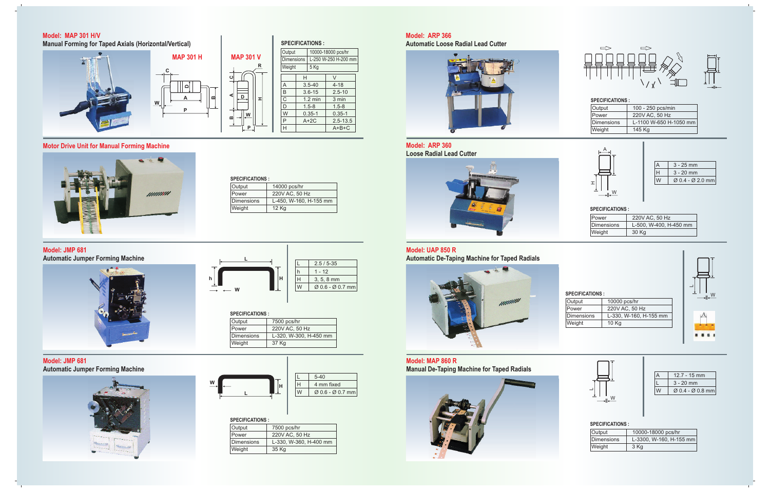## Model: MAP 301 H/V

### Manual Forming for Taped Axials (Horizontal/Vertical)

MAP 301 H

MAP 301 V

**SPECIFICATIONS :**

| | |
|---|---|
| Output | 10000-18000 pcs/hr |
| Dimensions | L-250 W-250 H-200 mm |
| Weight | 5 Kg |

| | H | V |
|---|---|---|
| A | 3.5-40 | 4-18 |
| B | 3.6-15 | 2.5-10 |
| C | 1.2 min | 3 min |
| D | 1.5-8 | 1.5-8 |
| W | 0.35-1 | 0.35-1 |
| P | A+2C | 2.5-13.5 |
| H | | A+B+C |

## Motor Drive Unit for Manual Forming Machine

**SPECIFICATIONS :**

| | |
|---|---|
| Output | 14000 pcs/hr |
| Power | 220V AC, 50 Hz |
| Dimensions | L-450, W-160, H-155 mm |
| Weight | 12 Kg |

## Model: JMP 681

### Automatic Jumper Forming Machine

| | |
|---|---|
| L | 2.5 / 5-35 |
| h | 1 - 12 |
| H | 3, 5, 8 mm |
| W | Ø 0.6 - Ø 0.7 mm |

**SPECIFICATIONS :**

| | |
|---|---|
| Output | 7500 pcs/hr |
| Power | 220V AC, 50 Hz |
| Dimensions | L-320, W-300, H-450 mm |
| Weight | 37 Kg |

## Model: JMP 681

### Automatic Jumper Forming Machine

| | |
|---|---|
| L | 5-40 |
| H | 4 mm fixed |
| W | Ø 0.6 - Ø 0.7 mm |

**SPECIFICATIONS :**

| | |
|---|---|
| Output | 7500 pcs/hr |
| Power | 220V AC, 50 Hz |
| Dimensions | L-3300, W-360, H-400 mm |
| Weight | 35 Kg |

## Model: ARP 366

### Automatic Loose Radial Lead Cutter

**SPECIFICATIONS :**

| | |
|---|---|
| Output | 100 - 250 pcs/min |
| Power | 220V AC, 50 Hz |
| Dimensions | L-1100 W-650 H-1050 mm |
| Weight | 145 Kg |

## Model: ARP 360

### Loose Radial Lead Cutter

| | |
|---|---|
| A | 3 - 25 mm |
| H | 3 - 20 mm |
| W | Ø 0.4 - Ø 2.0 mm |

**SPECIFICATIONS :**

| | |
|---|---|
| Power | 220V AC, 50 Hz |
| Dimensions | L-500, W-400, H-450 mm |
| Weight | 30 Kg |

## Model: UAP 850 R

### Automatic De-Taping Machine for Taped Radials

**SPECIFICATIONS :**

| | |
|---|---|
| Output | 10000 pcs/hr |
| Power | 220V AC, 50 Hz |
| Dimensions | L-330, W-160, H-155 mm |
| Weight | 10 Kg |

## Model: MAP 860 R

### Manual De-Taping Machine for Taped Radials

| | |
|---|---|
| A | 12.7 - 15 mm |
| L | 3 - 20 mm |
| W | Ø 0.4 - Ø 0.8 mm |

**SPECIFICATIONS :**

| | |
|---|---|
| Output | 10000-18000 pcs/hr |
| Dimensions | L-3300, W-160, H-155 mm |
| Weight | 3 Kg |